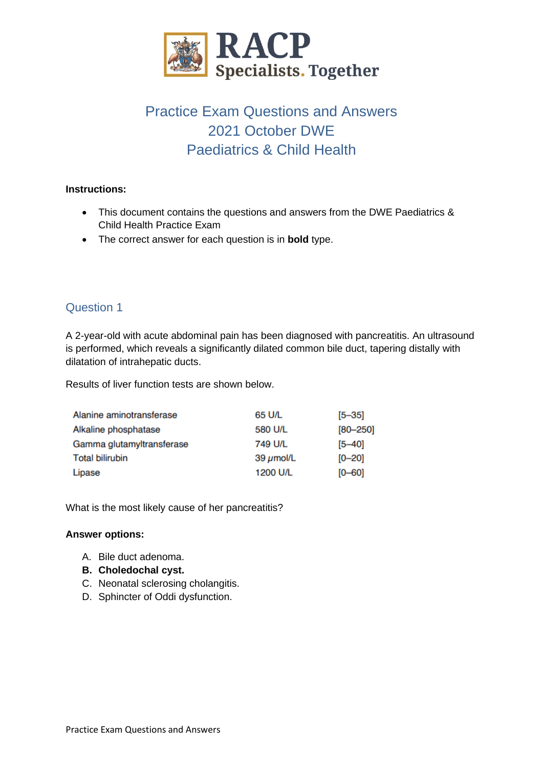# Practice Exam Questions and Answers
# 2021 October DWE
# Paediatrics & Child Health

**Instructions:**

- This document contains the questions and answers from the DWE Paediatrics & Child Health Practice Exam
- The correct answer for each question is in **bold** type.

## Question 1

A 2-year-old with acute abdominal pain has been diagnosed with pancreatitis. An ultrasound is performed, which reveals a significantly dilated common bile duct, tapering distally with dilatation of intrahepatic ducts.

Results of liver function tests are shown below.

| | | |
|---|---|---|
| Alanine aminotransferase | 65 U/L | [5–35] |
| Alkaline phosphatase | 580 U/L | [80–250] |
| Gamma glutamyltransferase | 749 U/L | [5–40] |
| Total bilirubin | 39 μmol/L | [0–20] |
| Lipase | 1200 U/L | [0–60] |

What is the most likely cause of her pancreatitis?

**Answer options:**

A. Bile duct adenoma.
**B. Choledochal cyst.**
C. Neonatal sclerosing cholangitis.
D. Sphincter of Oddi dysfunction.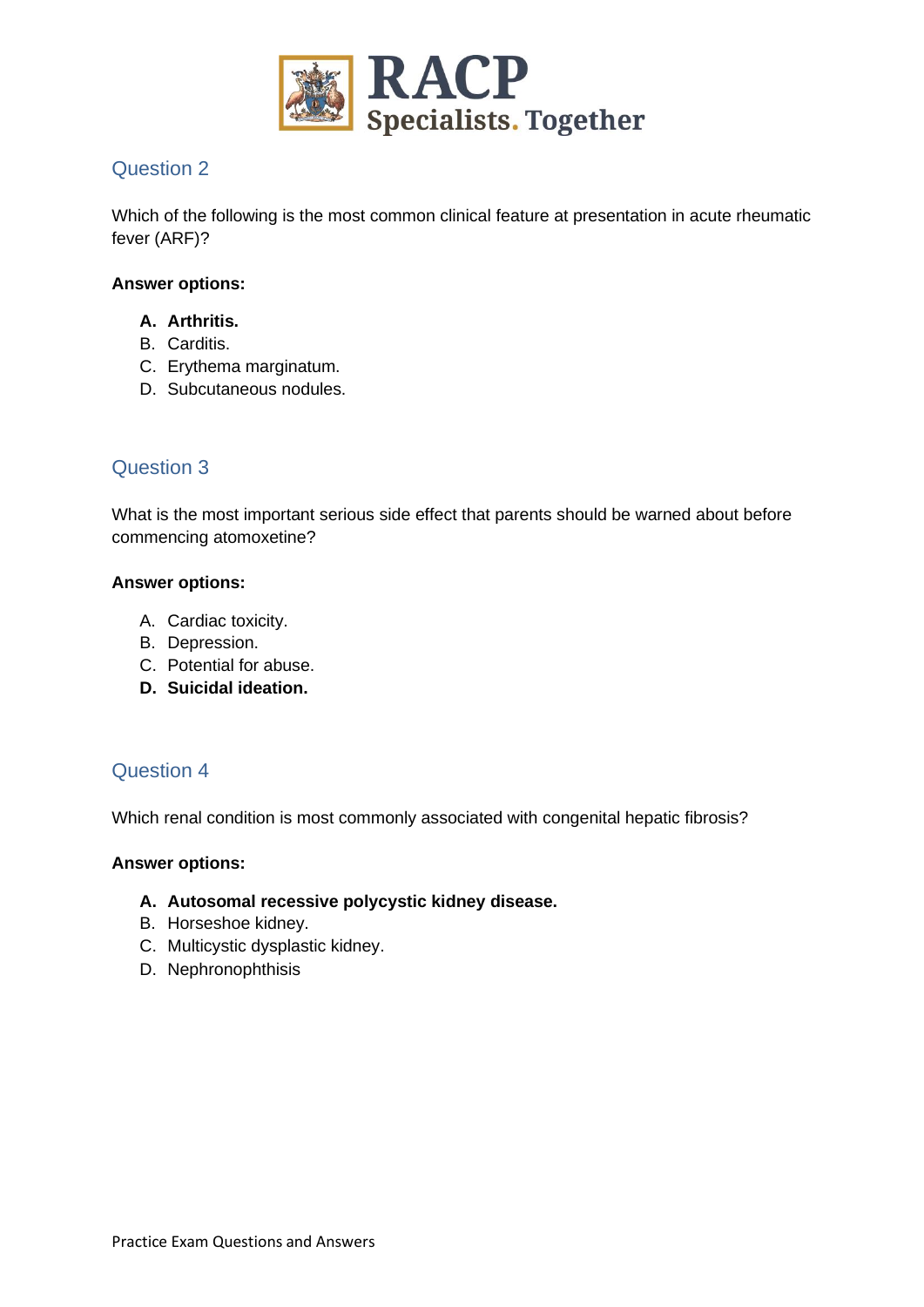## Question 2

Which of the following is the most common clinical feature at presentation in acute rheumatic fever (ARF)?

**Answer options:**

- **A. Arthritis.**
- B. Carditis.
- C. Erythema marginatum.
- D. Subcutaneous nodules.

## Question 3

What is the most important serious side effect that parents should be warned about before commencing atomoxetine?

**Answer options:**

- A. Cardiac toxicity.
- B. Depression.
- C. Potential for abuse.
- **D. Suicidal ideation.**

## Question 4

Which renal condition is most commonly associated with congenital hepatic fibrosis?

**Answer options:**

- **A. Autosomal recessive polycystic kidney disease.**
- B. Horseshoe kidney.
- C. Multicystic dysplastic kidney.
- D. Nephronophthisis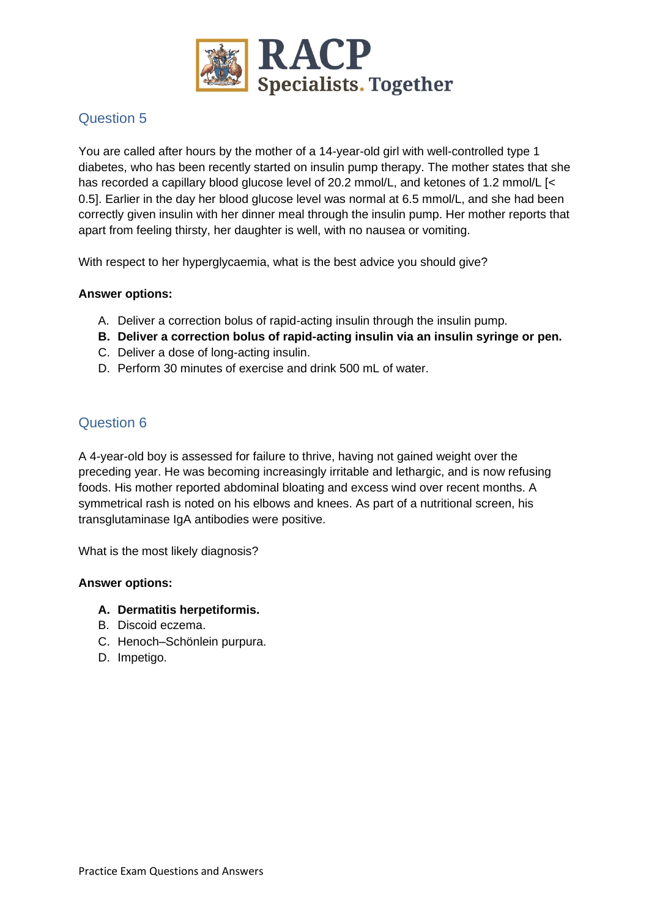## Question 5

You are called after hours by the mother of a 14-year-old girl with well-controlled type 1 diabetes, who has been recently started on insulin pump therapy. The mother states that she has recorded a capillary blood glucose level of 20.2 mmol/L, and ketones of 1.2 mmol/L [< 0.5]. Earlier in the day her blood glucose level was normal at 6.5 mmol/L, and she had been correctly given insulin with her dinner meal through the insulin pump. Her mother reports that apart from feeling thirsty, her daughter is well, with no nausea or vomiting.

With respect to her hyperglycaemia, what is the best advice you should give?

**Answer options:**

A. Deliver a correction bolus of rapid-acting insulin through the insulin pump.
**B. Deliver a correction bolus of rapid-acting insulin via an insulin syringe or pen.**
C. Deliver a dose of long-acting insulin.
D. Perform 30 minutes of exercise and drink 500 mL of water.

## Question 6

A 4-year-old boy is assessed for failure to thrive, having not gained weight over the preceding year. He was becoming increasingly irritable and lethargic, and is now refusing foods. His mother reported abdominal bloating and excess wind over recent months. A symmetrical rash is noted on his elbows and knees. As part of a nutritional screen, his transglutaminase IgA antibodies were positive.

What is the most likely diagnosis?

**Answer options:**

**A. Dermatitis herpetiformis.**
B. Discoid eczema.
C. Henoch–Schönlein purpura.
D. Impetigo.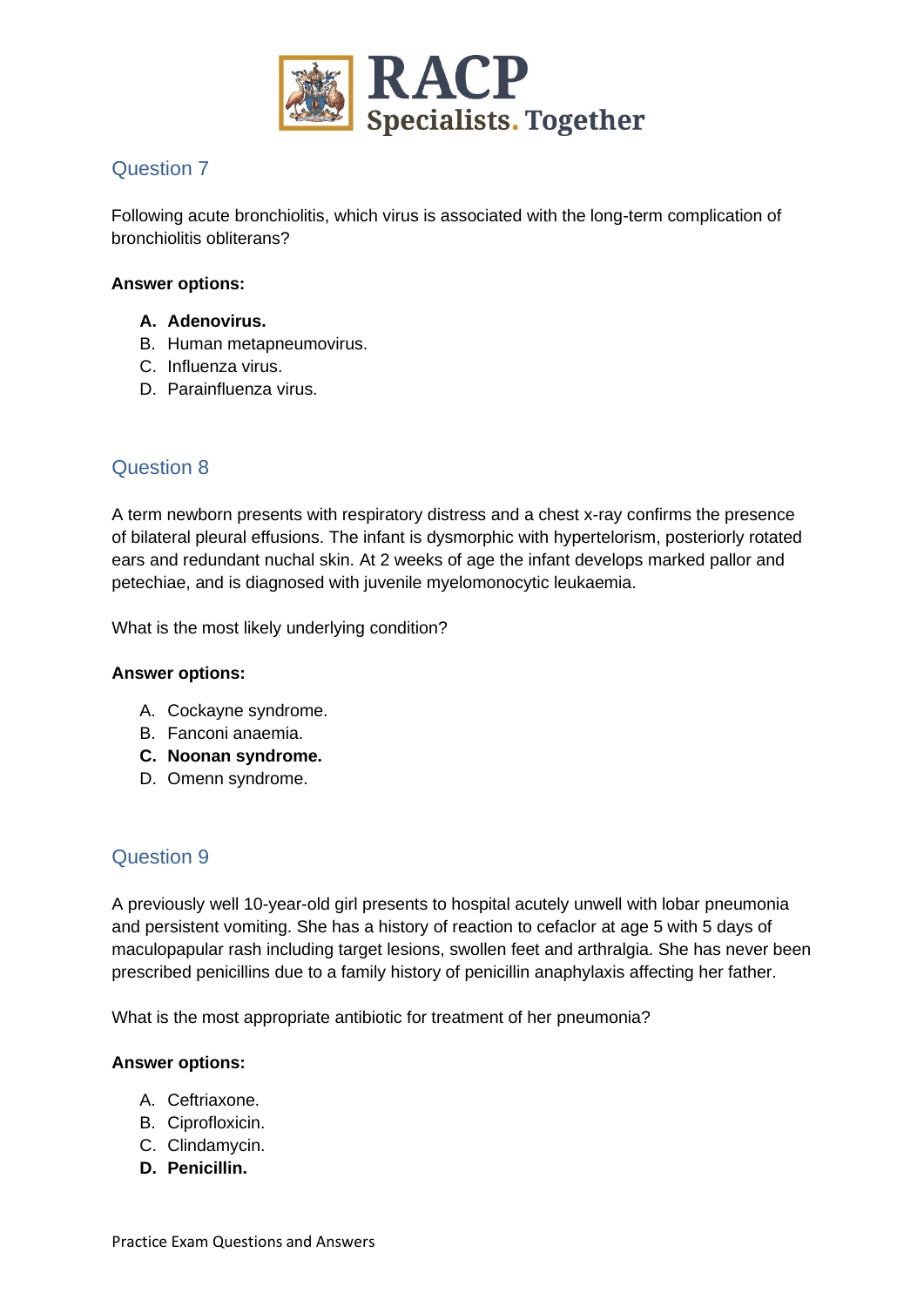## Question 7

Following acute bronchiolitis, which virus is associated with the long-term complication of bronchiolitis obliterans?

**Answer options:**

A. **Adenovirus.**
B. Human metapneumovirus.
C. Influenza virus.
D. Parainfluenza virus.

## Question 8

A term newborn presents with respiratory distress and a chest x-ray confirms the presence of bilateral pleural effusions. The infant is dysmorphic with hypertelorism, posteriorly rotated ears and redundant nuchal skin. At 2 weeks of age the infant develops marked pallor and petechiae, and is diagnosed with juvenile myelomonocytic leukaemia.

What is the most likely underlying condition?

**Answer options:**

A. Cockayne syndrome.
B. Fanconi anaemia.
C. **Noonan syndrome.**
D. Omenn syndrome.

## Question 9

A previously well 10-year-old girl presents to hospital acutely unwell with lobar pneumonia and persistent vomiting. She has a history of reaction to cefaclor at age 5 with 5 days of maculopapular rash including target lesions, swollen feet and arthralgia. She has never been prescribed penicillins due to a family history of penicillin anaphylaxis affecting her father.

What is the most appropriate antibiotic for treatment of her pneumonia?

**Answer options:**

A. Ceftriaxone.
B. Ciprofloxicin.
C. Clindamycin.
D. **Penicillin.**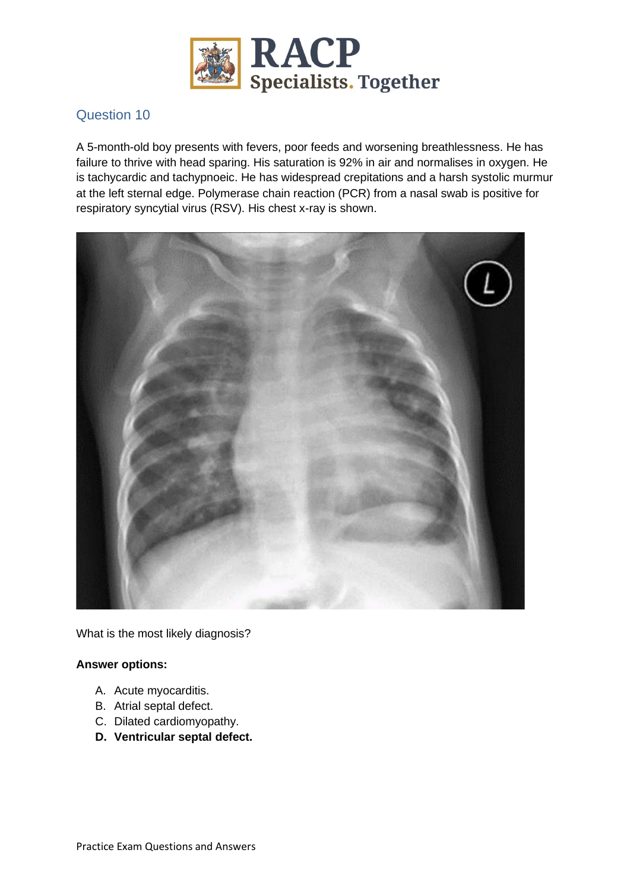## Question 10

A 5-month-old boy presents with fevers, poor feeds and worsening breathlessness. He has failure to thrive with head sparing. His saturation is 92% in air and normalises in oxygen. He is tachycardic and tachypnoeic. He has widespread crepitations and a harsh systolic murmur at the left sternal edge. Polymerase chain reaction (PCR) from a nasal swab is positive for respiratory syncytial virus (RSV). His chest x-ray is shown.

What is the most likely diagnosis?

**Answer options:**

A. Acute myocarditis.
B. Atrial septal defect.
C. Dilated cardiomyopathy.
**D. Ventricular septal defect.**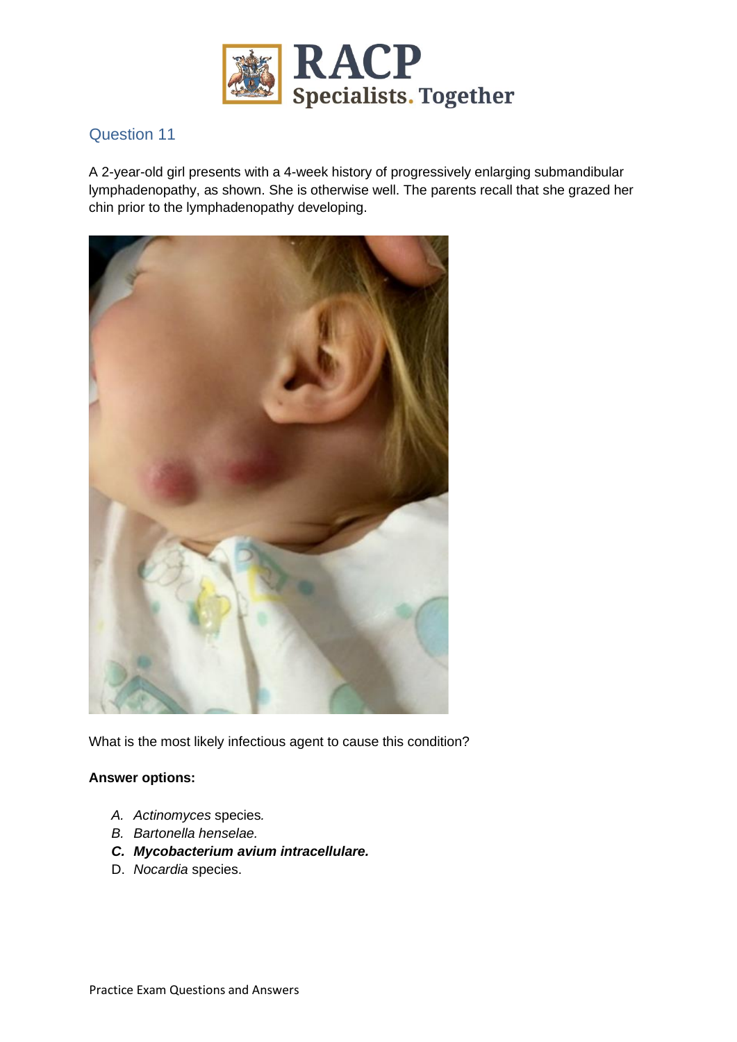## Question 11

A 2-year-old girl presents with a 4-week history of progressively enlarging submandibular lymphadenopathy, as shown. She is otherwise well. The parents recall that she grazed her chin prior to the lymphadenopathy developing.

What is the most likely infectious agent to cause this condition?

**Answer options:**

A. *Actinomyces* species.
B. *Bartonella henselae.*
C. ***Mycobacterium avium intracellulare.***
D. *Nocardia* species.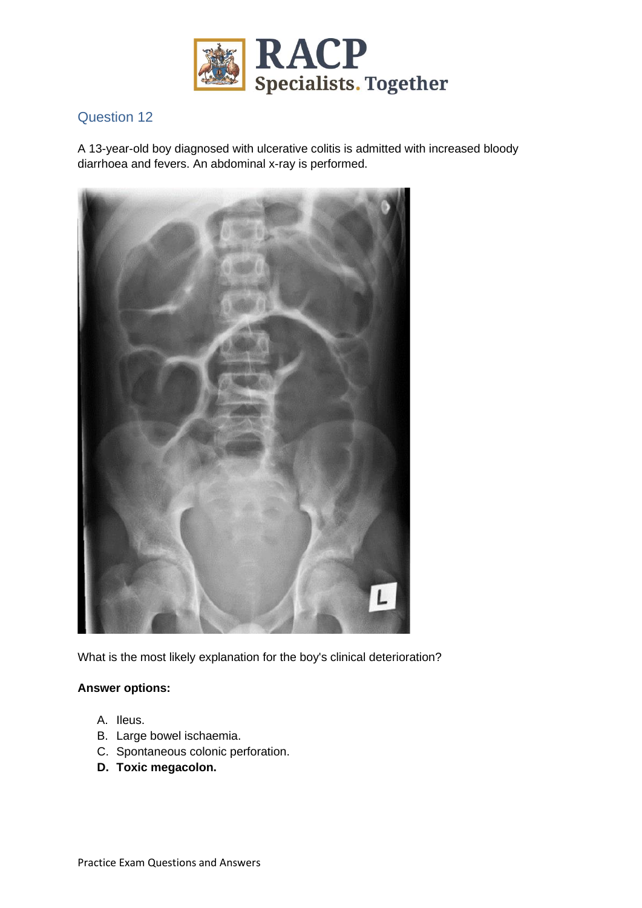## Question 12

A 13-year-old boy diagnosed with ulcerative colitis is admitted with increased bloody diarrhoea and fevers. An abdominal x-ray is performed.

What is the most likely explanation for the boy's clinical deterioration?

**Answer options:**

A. Ileus.
B. Large bowel ischaemia.
C. Spontaneous colonic perforation.
**D. Toxic megacolon.**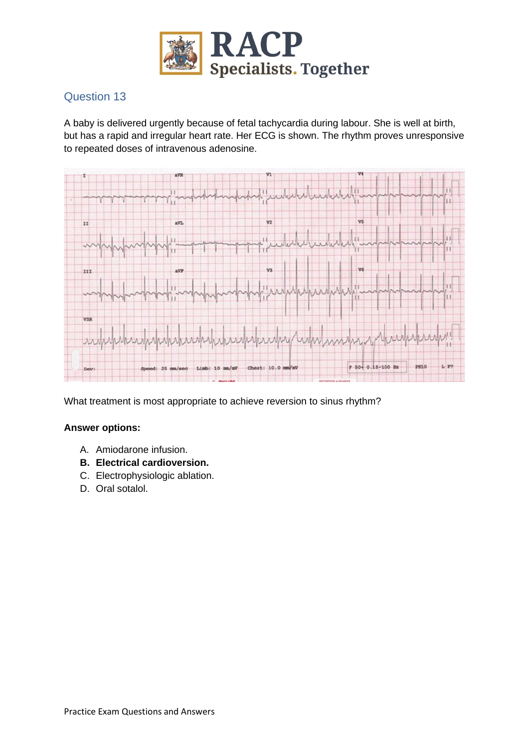## Question 13

A baby is delivered urgently because of fetal tachycardia during labour. She is well at birth, but has a rapid and irregular heart rate. Her ECG is shown. The rhythm proves unresponsive to repeated doses of intravenous adenosine.

What treatment is most appropriate to achieve reversion to sinus rhythm?

**Answer options:**

A. Amiodarone infusion.
**B. Electrical cardioversion.**
C. Electrophysiologic ablation.
D. Oral sotalol.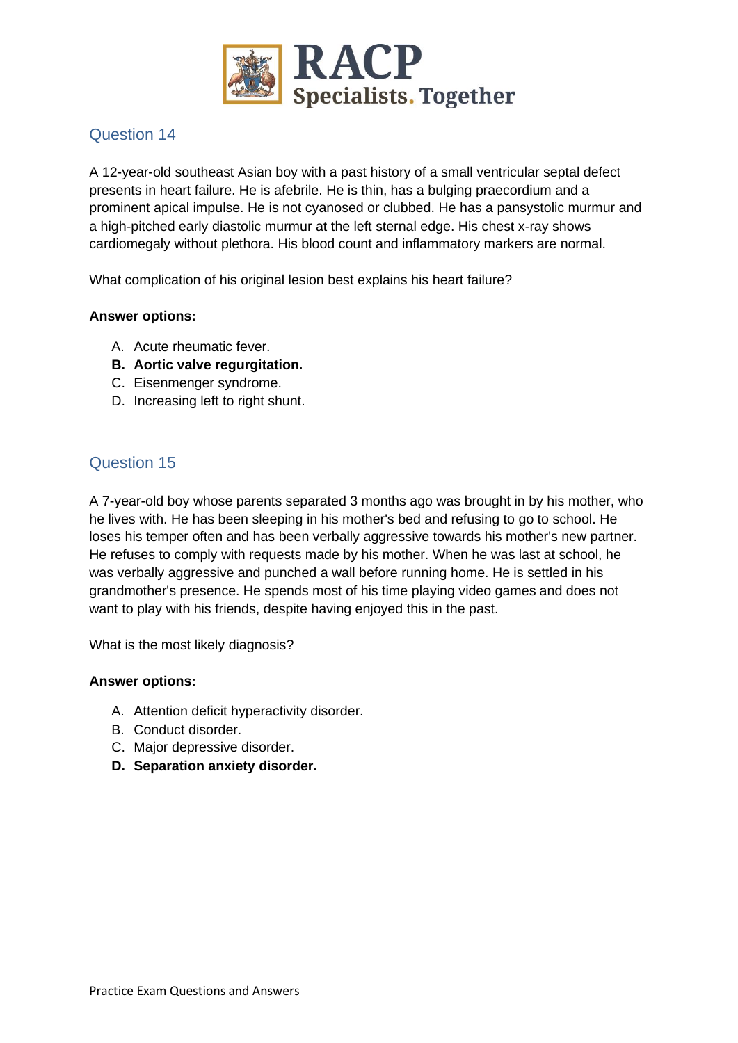## Question 14

A 12-year-old southeast Asian boy with a past history of a small ventricular septal defect presents in heart failure. He is afebrile. He is thin, has a bulging praecordium and a prominent apical impulse. He is not cyanosed or clubbed. He has a pansystolic murmur and a high-pitched early diastolic murmur at the left sternal edge. His chest x-ray shows cardiomegaly without plethora. His blood count and inflammatory markers are normal.

What complication of his original lesion best explains his heart failure?

**Answer options:**

A. Acute rheumatic fever.
**B. Aortic valve regurgitation.**
C. Eisenmenger syndrome.
D. Increasing left to right shunt.

## Question 15

A 7-year-old boy whose parents separated 3 months ago was brought in by his mother, who he lives with. He has been sleeping in his mother's bed and refusing to go to school. He loses his temper often and has been verbally aggressive towards his mother's new partner. He refuses to comply with requests made by his mother. When he was last at school, he was verbally aggressive and punched a wall before running home. He is settled in his grandmother's presence. He spends most of his time playing video games and does not want to play with his friends, despite having enjoyed this in the past.

What is the most likely diagnosis?

**Answer options:**

A. Attention deficit hyperactivity disorder.
B. Conduct disorder.
C. Major depressive disorder.
**D. Separation anxiety disorder.**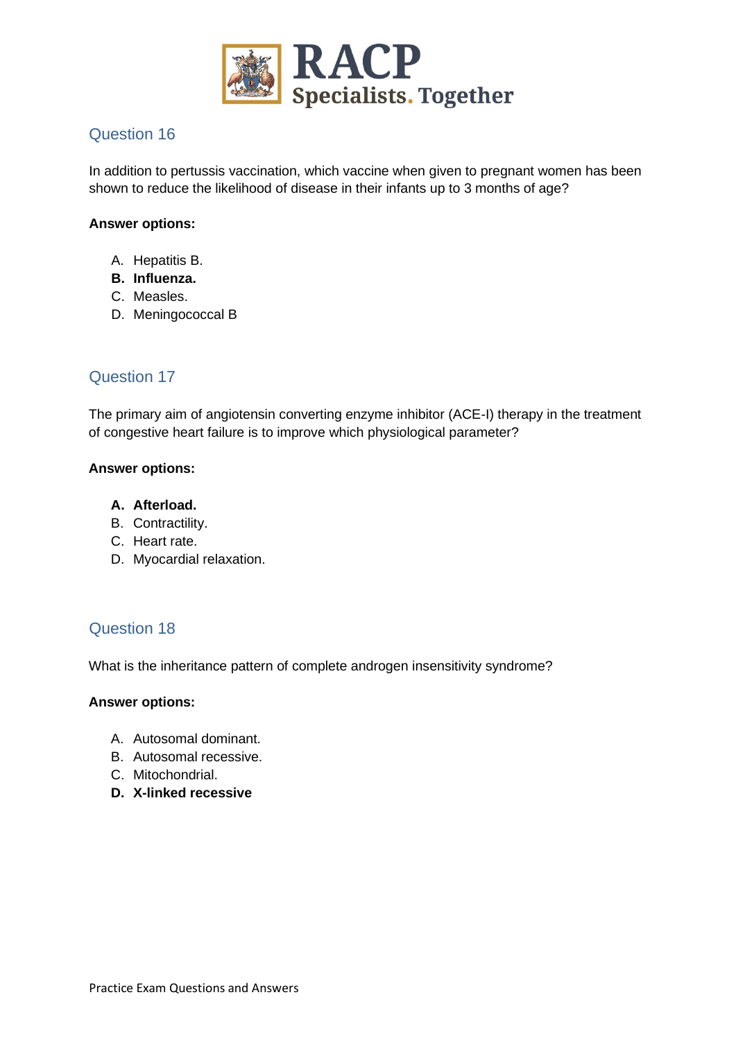## Question 16

In addition to pertussis vaccination, which vaccine when given to pregnant women has been shown to reduce the likelihood of disease in their infants up to 3 months of age?

**Answer options:**

A. Hepatitis B.
**B. Influenza.**
C. Measles.
D. Meningococcal B

## Question 17

The primary aim of angiotensin converting enzyme inhibitor (ACE-I) therapy in the treatment of congestive heart failure is to improve which physiological parameter?

**Answer options:**

**A. Afterload.**
B. Contractility.
C. Heart rate.
D. Myocardial relaxation.

## Question 18

What is the inheritance pattern of complete androgen insensitivity syndrome?

**Answer options:**

A. Autosomal dominant.
B. Autosomal recessive.
C. Mitochondrial.
**D. X-linked recessive**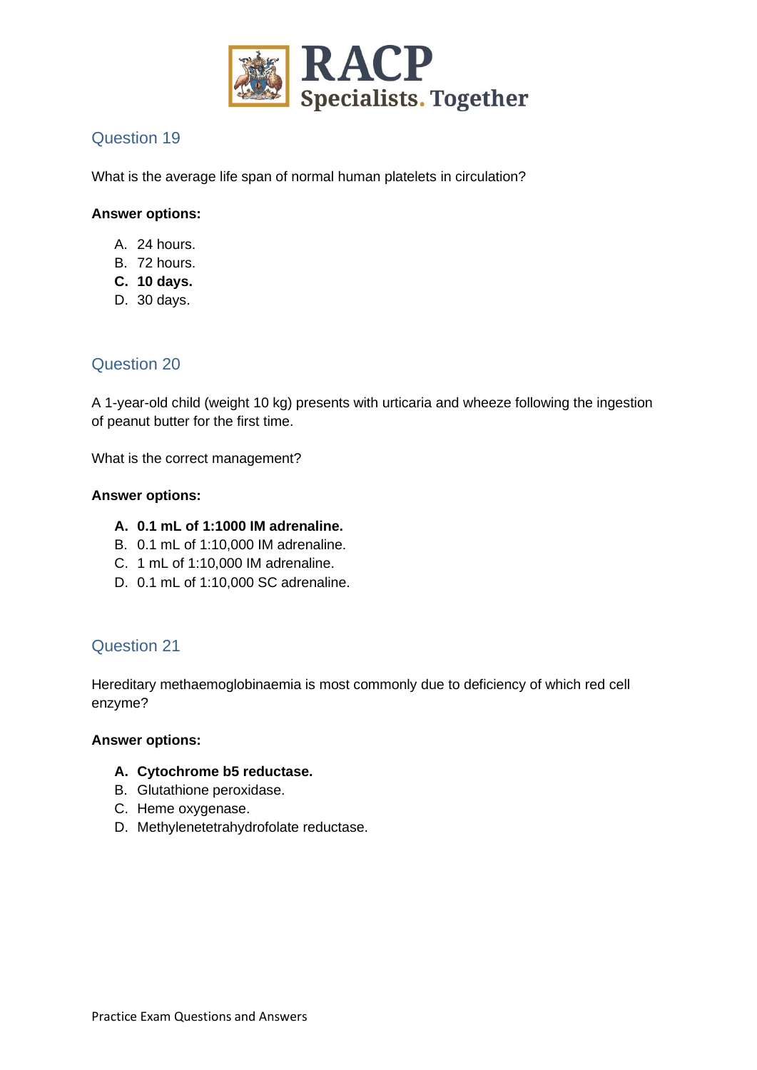## Question 19

What is the average life span of normal human platelets in circulation?

**Answer options:**

A. 24 hours.
B. 72 hours.
**C. 10 days.**
D. 30 days.

## Question 20

A 1-year-old child (weight 10 kg) presents with urticaria and wheeze following the ingestion of peanut butter for the first time.

What is the correct management?

**Answer options:**

**A. 0.1 mL of 1:1000 IM adrenaline.**
B. 0.1 mL of 1:10,000 IM adrenaline.
C. 1 mL of 1:10,000 IM adrenaline.
D. 0.1 mL of 1:10,000 SC adrenaline.

## Question 21

Hereditary methaemoglobinaemia is most commonly due to deficiency of which red cell enzyme?

**Answer options:**

**A. Cytochrome b5 reductase.**
B. Glutathione peroxidase.
C. Heme oxygenase.
D. Methylenetetrahydrofolate reductase.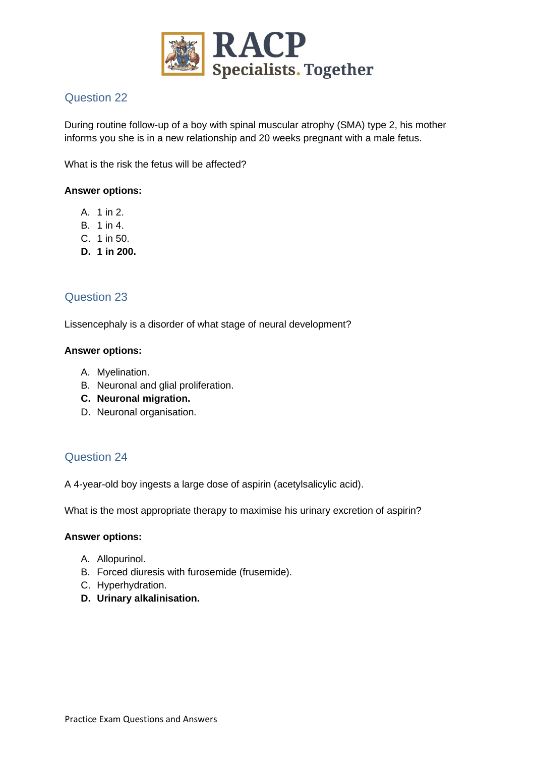## Question 22

During routine follow-up of a boy with spinal muscular atrophy (SMA) type 2, his mother informs you she is in a new relationship and 20 weeks pregnant with a male fetus.

What is the risk the fetus will be affected?

**Answer options:**

A. 1 in 2.
B. 1 in 4.
C. 1 in 50.
**D. 1 in 200.**

## Question 23

Lissencephaly is a disorder of what stage of neural development?

**Answer options:**

A. Myelination.
B. Neuronal and glial proliferation.
**C. Neuronal migration.**
D. Neuronal organisation.

## Question 24

A 4-year-old boy ingests a large dose of aspirin (acetylsalicylic acid).

What is the most appropriate therapy to maximise his urinary excretion of aspirin?

**Answer options:**

A. Allopurinol.
B. Forced diuresis with furosemide (frusemide).
C. Hyperhydration.
**D. Urinary alkalinisation.**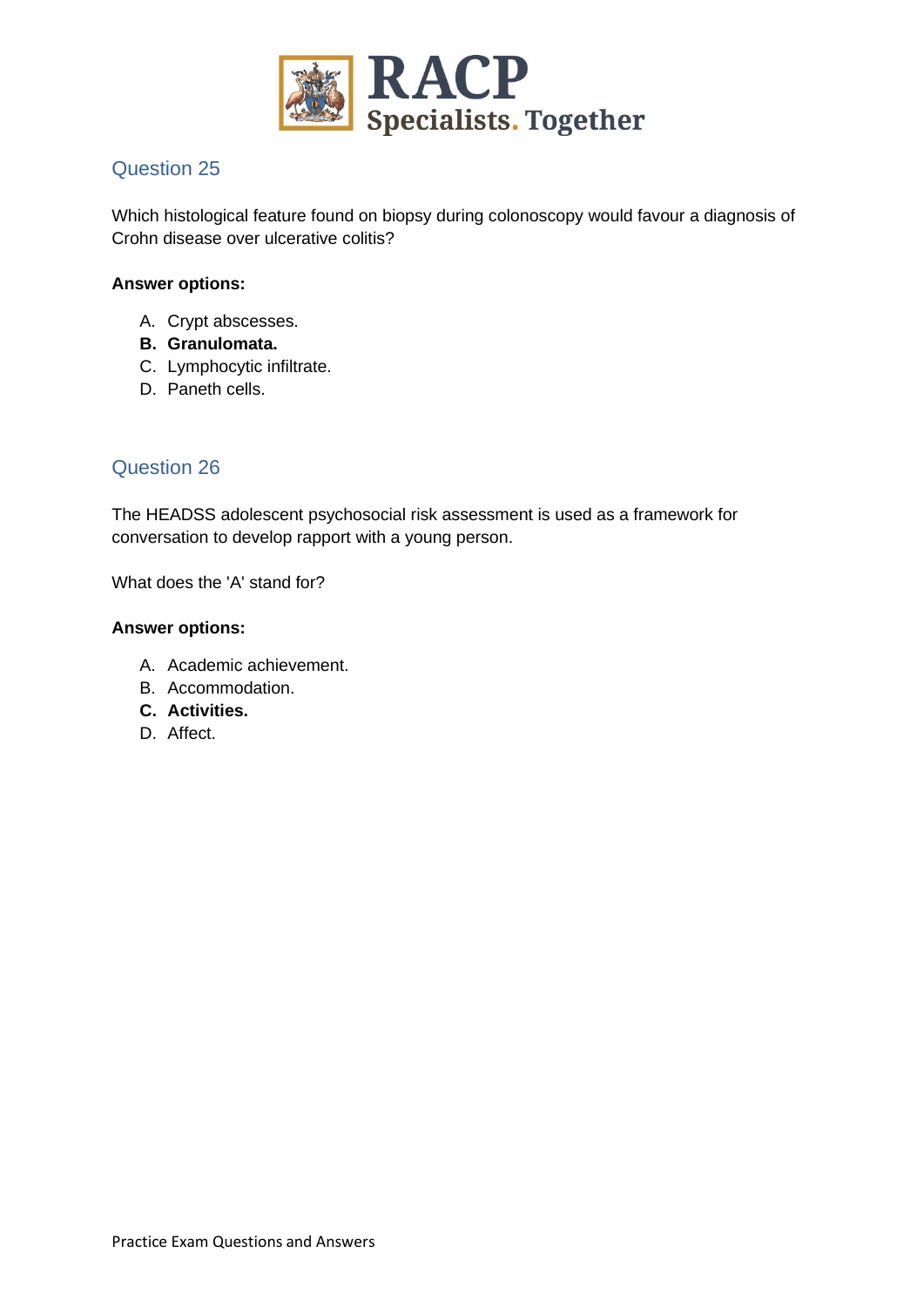## Question 25

Which histological feature found on biopsy during colonoscopy would favour a diagnosis of Crohn disease over ulcerative colitis?

**Answer options:**

A. Crypt abscesses.
**B. Granulomata.**
C. Lymphocytic infiltrate.
D. Paneth cells.

## Question 26

The HEADSS adolescent psychosocial risk assessment is used as a framework for conversation to develop rapport with a young person.

What does the 'A' stand for?

**Answer options:**

A. Academic achievement.
B. Accommodation.
**C. Activities.**
D. Affect.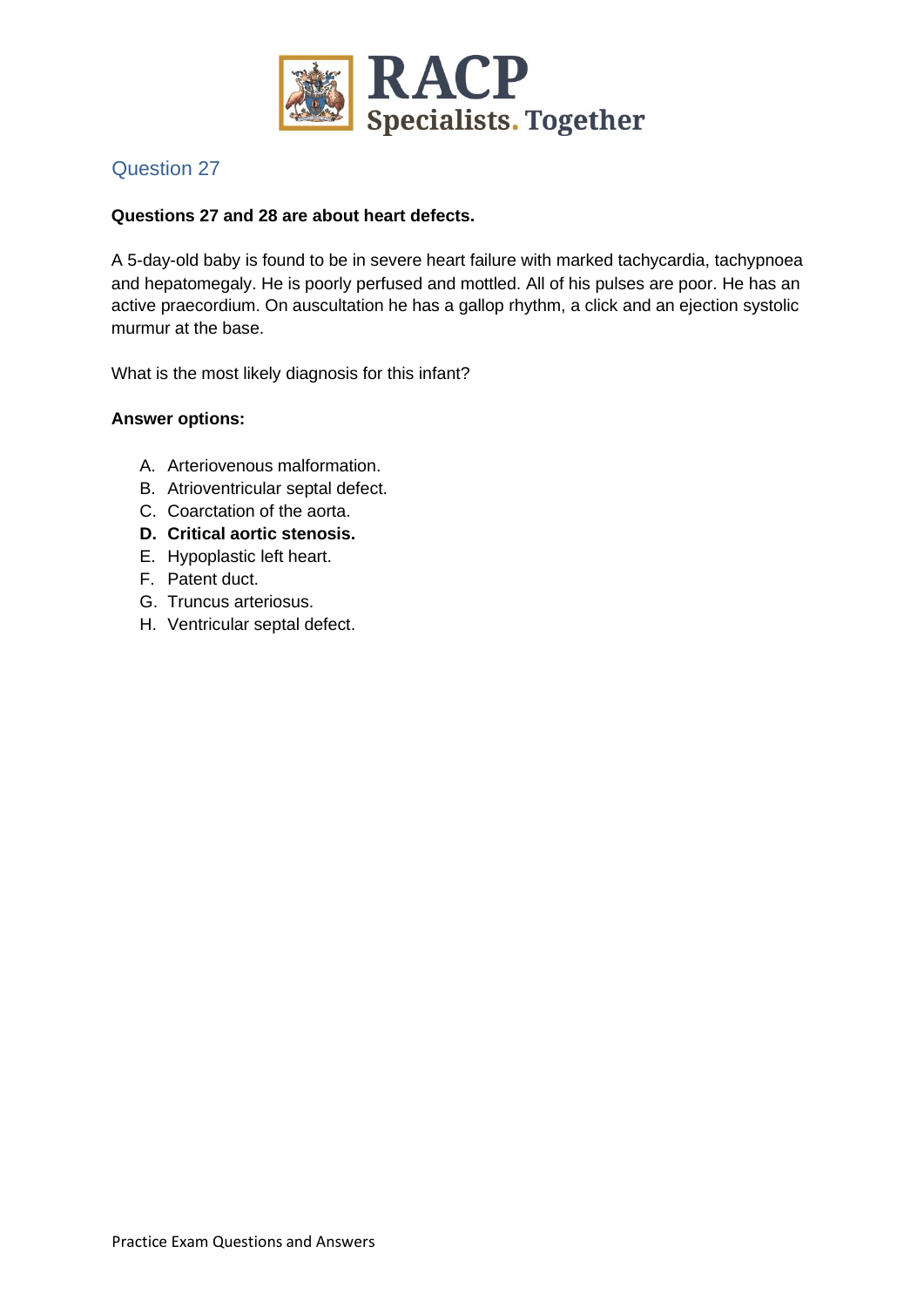## Question 27

**Questions 27 and 28 are about heart defects.**

A 5-day-old baby is found to be in severe heart failure with marked tachycardia, tachypnoea and hepatomegaly. He is poorly perfused and mottled. All of his pulses are poor. He has an active praecordium. On auscultation he has a gallop rhythm, a click and an ejection systolic murmur at the base.

What is the most likely diagnosis for this infant?

**Answer options:**

A. Arteriovenous malformation.
B. Atrioventricular septal defect.
C. Coarctation of the aorta.
**D. Critical aortic stenosis.**
E. Hypoplastic left heart.
F. Patent duct.
G. Truncus arteriosus.
H. Ventricular septal defect.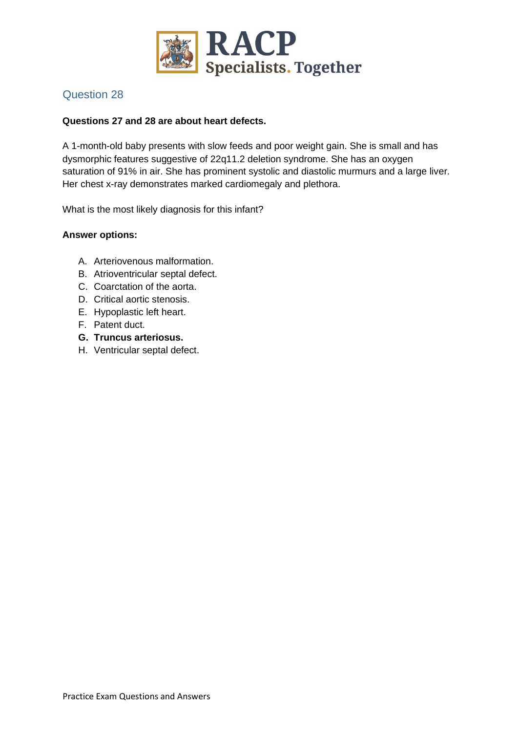## Question 28

**Questions 27 and 28 are about heart defects.**

A 1-month-old baby presents with slow feeds and poor weight gain. She is small and has dysmorphic features suggestive of 22q11.2 deletion syndrome. She has an oxygen saturation of 91% in air. She has prominent systolic and diastolic murmurs and a large liver. Her chest x-ray demonstrates marked cardiomegaly and plethora.

What is the most likely diagnosis for this infant?

**Answer options:**

A. Arteriovenous malformation.
B. Atrioventricular septal defect.
C. Coarctation of the aorta.
D. Critical aortic stenosis.
E. Hypoplastic left heart.
F. Patent duct.
**G. Truncus arteriosus.**
H. Ventricular septal defect.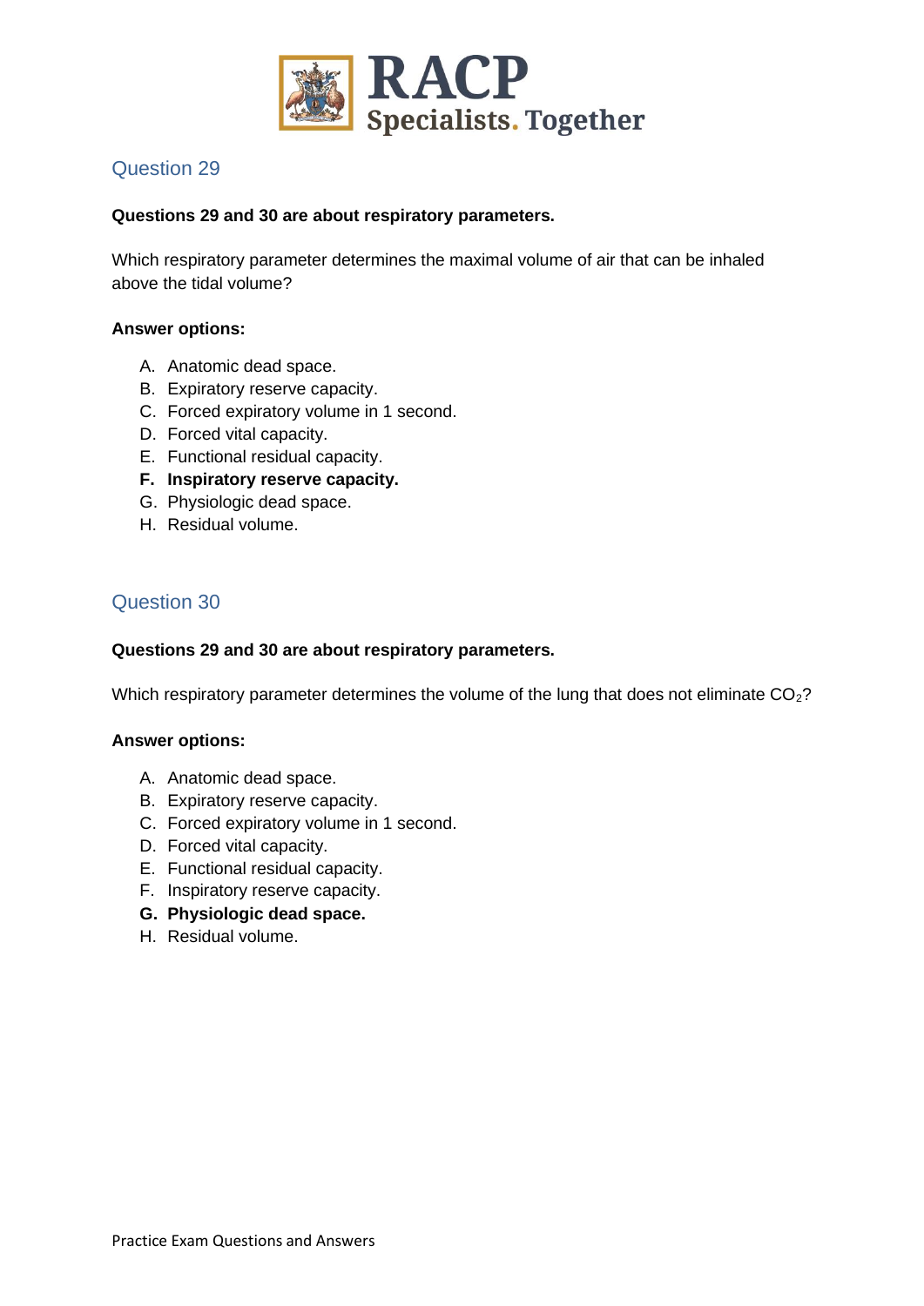## Question 29

**Questions 29 and 30 are about respiratory parameters.**

Which respiratory parameter determines the maximal volume of air that can be inhaled above the tidal volume?

**Answer options:**

A. Anatomic dead space.
B. Expiratory reserve capacity.
C. Forced expiratory volume in 1 second.
D. Forced vital capacity.
E. Functional residual capacity.
**F. Inspiratory reserve capacity.**
G. Physiologic dead space.
H. Residual volume.

## Question 30

**Questions 29 and 30 are about respiratory parameters.**

Which respiratory parameter determines the volume of the lung that does not eliminate $CO_2$?

**Answer options:**

A. Anatomic dead space.
B. Expiratory reserve capacity.
C. Forced expiratory volume in 1 second.
D. Forced vital capacity.
E. Functional residual capacity.
F. Inspiratory reserve capacity.
**G. Physiologic dead space.**
H. Residual volume.